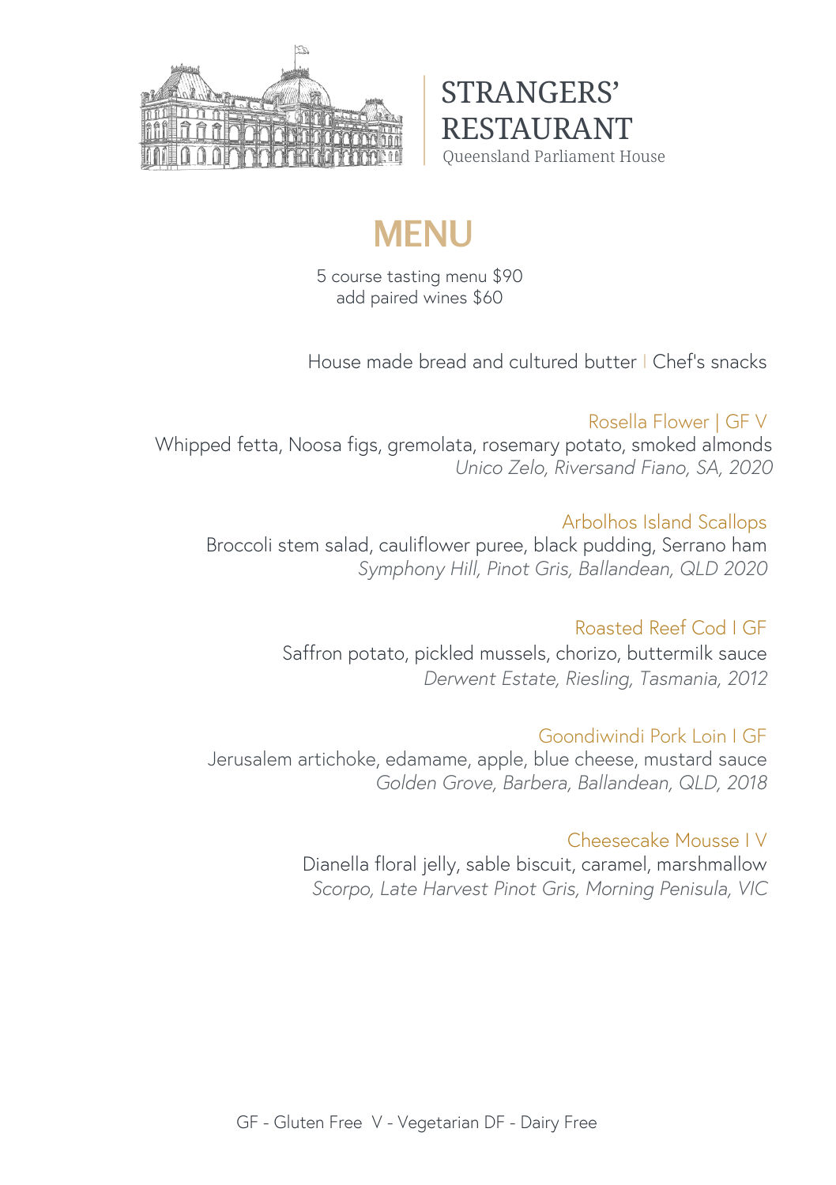# STRANGERS' RESTAURANT

Queensland Parliament House

## MENU

5 course tasting menu $90
add paired wines $60

House made bread and cultured butter | Chef's snacks

### Rosella Flower | GF V

Whipped fetta, Noosa figs, gremolata, rosemary potato, smoked almonds
*Unico Zelo, Riversand Fiano, SA, 2020*

### Arbolhos Island Scallops

Broccoli stem salad, cauliflower puree, black pudding, Serrano ham
*Symphony Hill, Pinot Gris, Ballandean, QLD 2020*

### Roasted Reef Cod I GF

Saffron potato, pickled mussels, chorizo, buttermilk sauce
*Derwent Estate, Riesling, Tasmania, 2012*

### Goondiwindi Pork Loin I GF

Jerusalem artichoke, edamame, apple, blue cheese, mustard sauce
*Golden Grove, Barbera, Ballandean, QLD, 2018*

### Cheesecake Mousse I V

Dianella floral jelly, sable biscuit, caramel, marshmallow
*Scorpo, Late Harvest Pinot Gris, Morning Penisula, VIC*

GF - Gluten Free V - Vegetarian DF - Dairy Free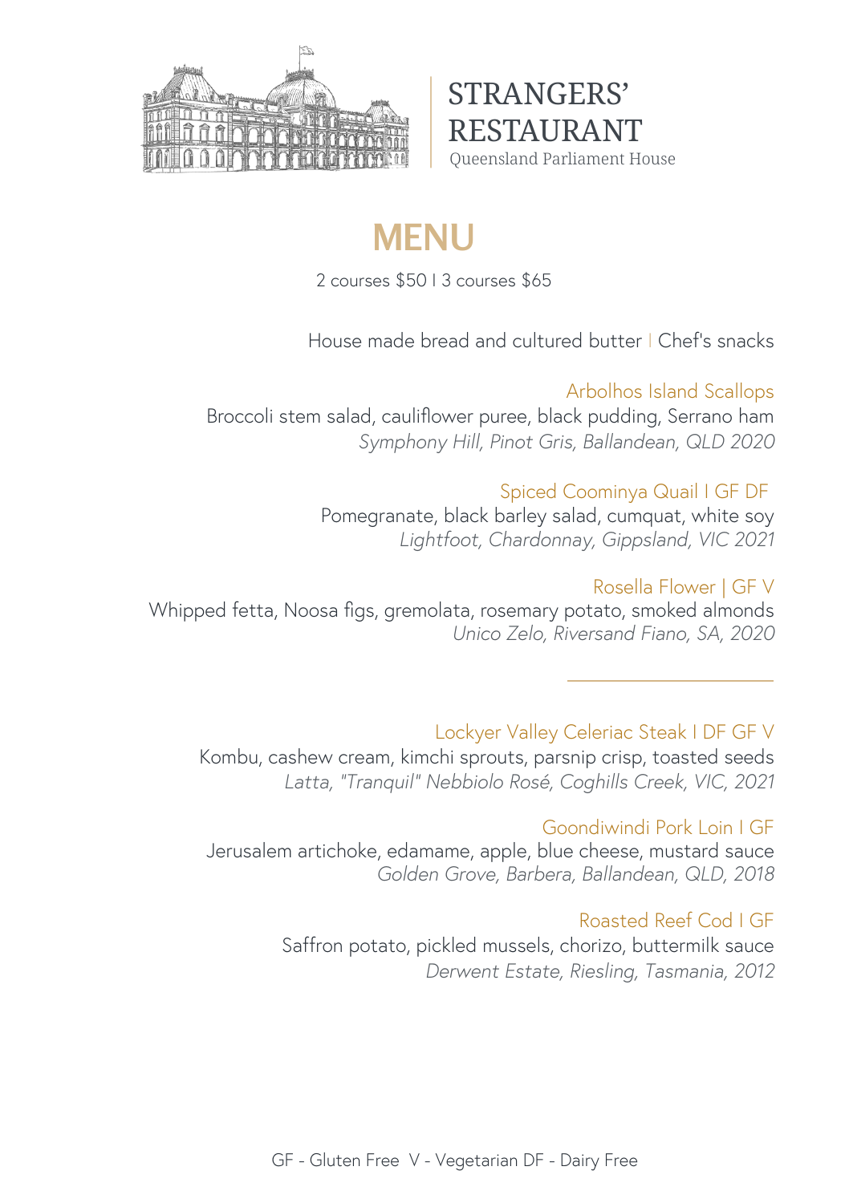# STRANGERS' RESTAURANT

Queensland Parliament House

## MENU

2 courses $50 I 3 courses $65

House made bread and cultured butter | Chef's snacks

**Arbolhos Island Scallops**
Broccoli stem salad, cauliflower puree, black pudding, Serrano ham
*Symphony Hill, Pinot Gris, Ballandean, QLD 2020*

**Spiced Coominya Quail I GF DF**
Pomegranate, black barley salad, cumquat, white soy
*Lightfoot, Chardonnay, Gippsland, VIC 2021*

**Rosella Flower | GF V**
Whipped fetta, Noosa figs, gremolata, rosemary potato, smoked almonds
*Unico Zelo, Riversand Fiano, SA, 2020*

---

**Lockyer Valley Celeriac Steak I DF GF V**
Kombu, cashew cream, kimchi sprouts, parsnip crisp, toasted seeds
*Latta, "Tranquil" Nebbiolo Rosé, Coghills Creek, VIC, 2021*

**Goondiwindi Pork Loin I GF**
Jerusalem artichoke, edamame, apple, blue cheese, mustard sauce
*Golden Grove, Barbera, Ballandean, QLD, 2018*

**Roasted Reef Cod I GF**
Saffron potato, pickled mussels, chorizo, buttermilk sauce
*Derwent Estate, Riesling, Tasmania, 2012*

GF - Gluten Free V - Vegetarian DF - Dairy Free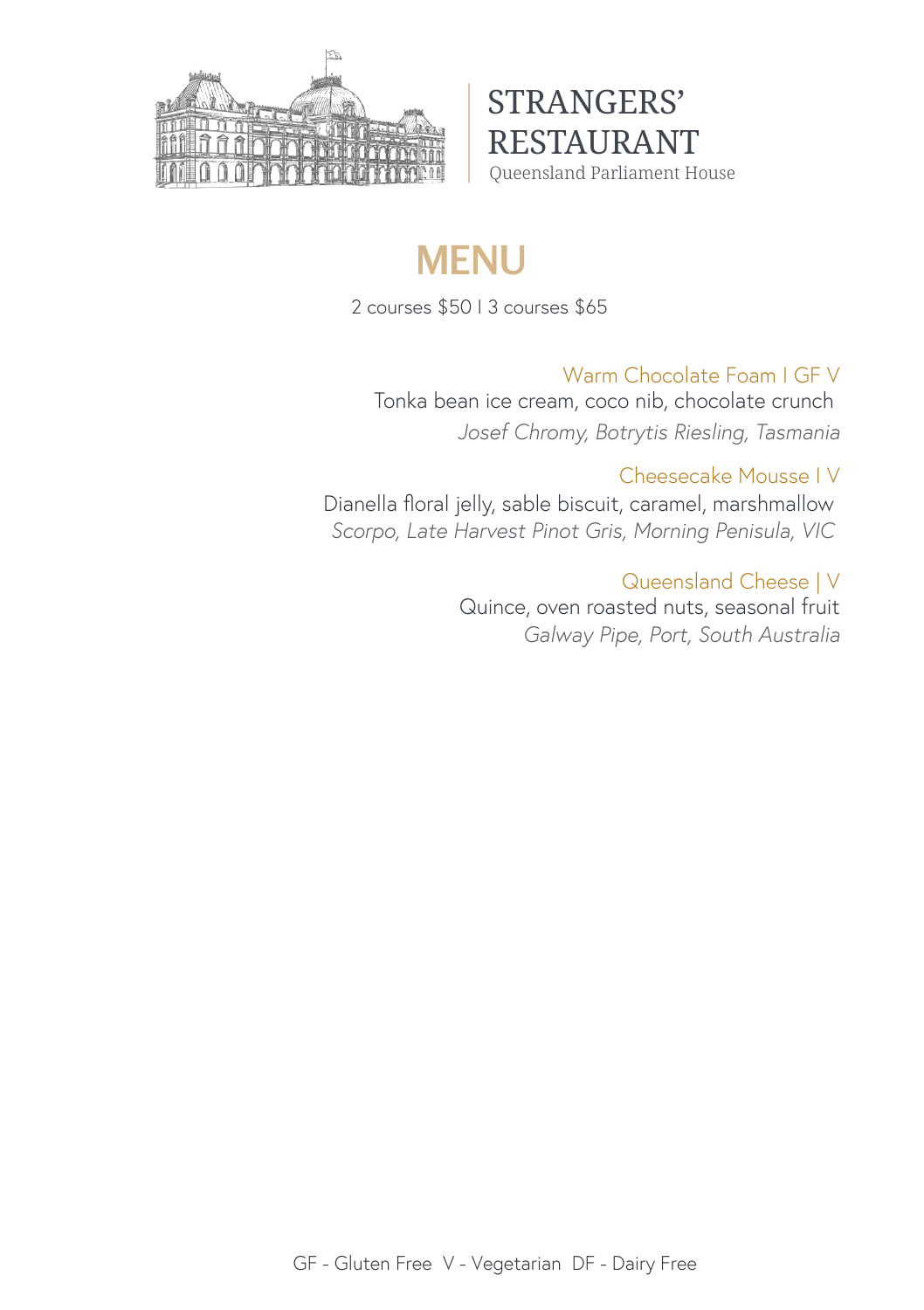STRANGERS' RESTAURANT

Queensland Parliament House

# MENU

2 courses $50 I 3 courses $65

Warm Chocolate Foam I GF V

Tonka bean ice cream, coco nib, chocolate crunch

*Josef Chromy, Botrytis Riesling, Tasmania*

Cheesecake Mousse I V

Dianella floral jelly, sable biscuit, caramel, marshmallow

*Scorpo, Late Harvest Pinot Gris, Morning Penisula, VIC*

Queensland Cheese | V

Quince, oven roasted nuts, seasonal fruit

*Galway Pipe, Port, South Australia*

GF - Gluten Free V - Vegetarian DF - Dairy Free